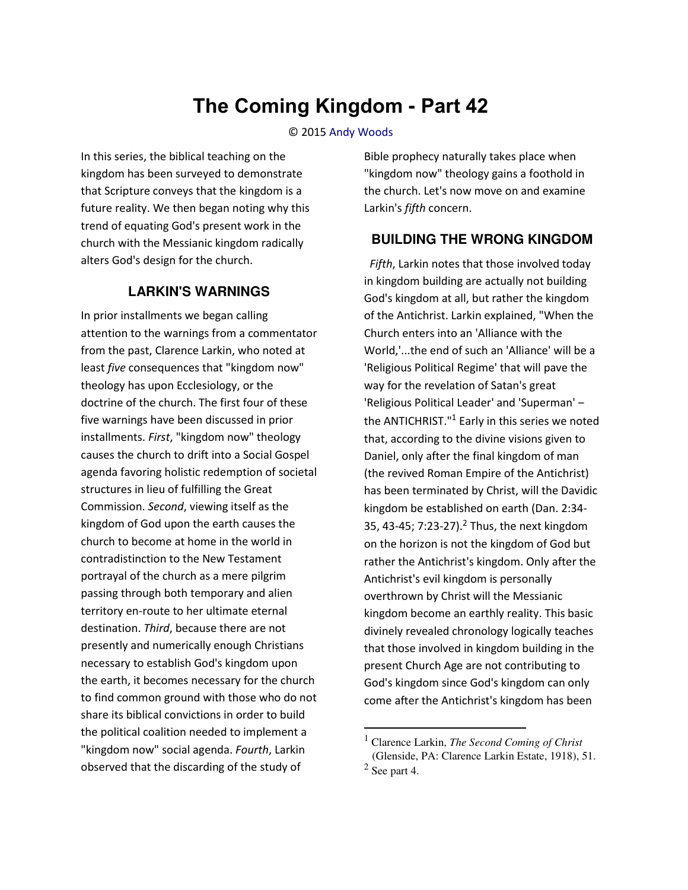# The Coming Kingdom - Part 42

© 2015 Andy Woods

In this series, the biblical teaching on the kingdom has been surveyed to demonstrate that Scripture conveys that the kingdom is a future reality. We then began noting why this trend of equating God's present work in the church with the Messianic kingdom radically alters God's design for the church.

## LARKIN'S WARNINGS

In prior installments we began calling attention to the warnings from a commentator from the past, Clarence Larkin, who noted at least *five* consequences that "kingdom now" theology has upon Ecclesiology, or the doctrine of the church. The first four of these five warnings have been discussed in prior installments. *First*, "kingdom now" theology causes the church to drift into a Social Gospel agenda favoring holistic redemption of societal structures in lieu of fulfilling the Great Commission. *Second*, viewing itself as the kingdom of God upon the earth causes the church to become at home in the world in contradistinction to the New Testament portrayal of the church as a mere pilgrim passing through both temporary and alien territory en-route to her ultimate eternal destination. *Third*, because there are not presently and numerically enough Christians necessary to establish God's kingdom upon the earth, it becomes necessary for the church to find common ground with those who do not share its biblical convictions in order to build the political coalition needed to implement a "kingdom now" social agenda. *Fourth*, Larkin observed that the discarding of the study of Bible prophecy naturally takes place when "kingdom now" theology gains a foothold in the church. Let's now move on and examine Larkin's *fifth* concern.

## BUILDING THE WRONG KINGDOM

*Fifth*, Larkin notes that those involved today in kingdom building are actually not building God's kingdom at all, but rather the kingdom of the Antichrist. Larkin explained, "When the Church enters into an 'Alliance with the World,'...the end of such an 'Alliance' will be a 'Religious Political Regime' that will pave the way for the revelation of Satan's great 'Religious Political Leader' and 'Superman' – the ANTICHRIST."[1] Early in this series we noted that, according to the divine visions given to Daniel, only after the final kingdom of man (the revived Roman Empire of the Antichrist) has been terminated by Christ, will the Davidic kingdom be established on earth (Dan. 2:34-35, 43-45; 7:23-27).[2] Thus, the next kingdom on the horizon is not the kingdom of God but rather the Antichrist's kingdom. Only after the Antichrist's evil kingdom is personally overthrown by Christ will the Messianic kingdom become an earthly reality. This basic divinely revealed chronology logically teaches that those involved in kingdom building in the present Church Age are not contributing to God's kingdom since God's kingdom can only come after the Antichrist's kingdom has been

---

[1] Clarence Larkin, *The Second Coming of Christ* (Glenside, PA: Clarence Larkin Estate, 1918), 51.

[2] See part 4.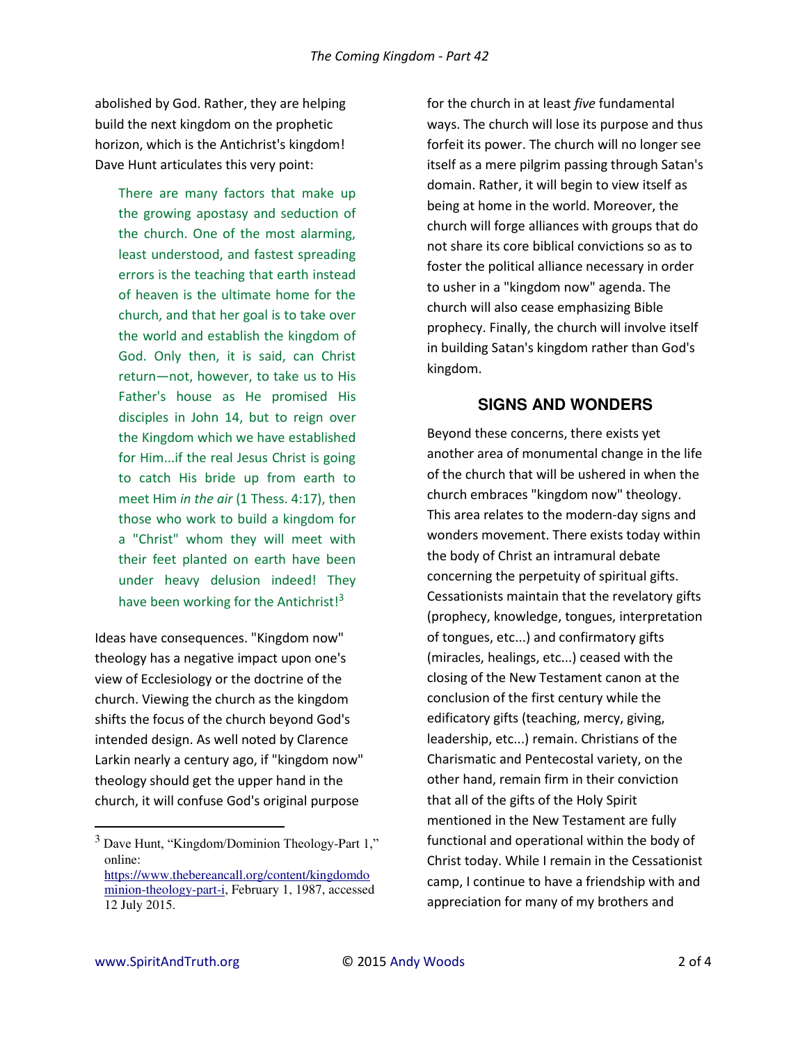abolished by God. Rather, they are helping build the next kingdom on the prophetic horizon, which is the Antichrist's kingdom! Dave Hunt articulates this very point:

> There are many factors that make up the growing apostasy and seduction of the church. One of the most alarming, least understood, and fastest spreading errors is the teaching that earth instead of heaven is the ultimate home for the church, and that her goal is to take over the world and establish the kingdom of God. Only then, it is said, can Christ return—not, however, to take us to His Father's house as He promised His disciples in John 14, but to reign over the Kingdom which we have established for Him...if the real Jesus Christ is going to catch His bride up from earth to meet Him *in the air* (1 Thess. 4:17), then those who work to build a kingdom for a "Christ" whom they will meet with their feet planted on earth have been under heavy delusion indeed! They have been working for the Antichrist![3]

Ideas have consequences. "Kingdom now" theology has a negative impact upon one's view of Ecclesiology or the doctrine of the church. Viewing the church as the kingdom shifts the focus of the church beyond God's intended design. As well noted by Clarence Larkin nearly a century ago, if "kingdom now" theology should get the upper hand in the church, it will confuse God's original purpose for the church in at least *five* fundamental ways. The church will lose its purpose and thus forfeit its power. The church will no longer see itself as a mere pilgrim passing through Satan's domain. Rather, it will begin to view itself as being at home in the world. Moreover, the church will forge alliances with groups that do not share its core biblical convictions so as to foster the political alliance necessary in order to usher in a "kingdom now" agenda. The church will also cease emphasizing Bible prophecy. Finally, the church will involve itself in building Satan's kingdom rather than God's kingdom.

## SIGNS AND WONDERS

Beyond these concerns, there exists yet another area of monumental change in the life of the church that will be ushered in when the church embraces "kingdom now" theology. This area relates to the modern-day signs and wonders movement. There exists today within the body of Christ an intramural debate concerning the perpetuity of spiritual gifts. Cessationists maintain that the revelatory gifts (prophecy, knowledge, tongues, interpretation of tongues, etc...) and confirmatory gifts (miracles, healings, etc...) ceased with the closing of the New Testament canon at the conclusion of the first century while the edificatory gifts (teaching, mercy, giving, leadership, etc...) remain. Christians of the Charismatic and Pentecostal variety, on the other hand, remain firm in their conviction that all of the gifts of the Holy Spirit mentioned in the New Testament are fully functional and operational within the body of Christ today. While I remain in the Cessationist camp, I continue to have a friendship with and appreciation for many of my brothers and

---

[3] Dave Hunt, "Kingdom/Dominion Theology-Part 1," online: https://www.thebereancall.org/content/kingdomdominion-theology-part-i, February 1, 1987, accessed 12 July 2015.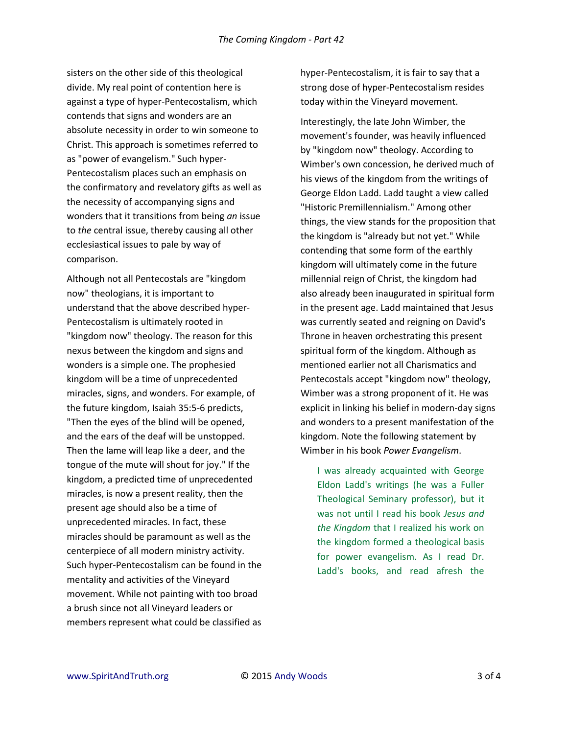sisters on the other side of this theological divide. My real point of contention here is against a type of hyper-Pentecostalism, which contends that signs and wonders are an absolute necessity in order to win someone to Christ. This approach is sometimes referred to as "power of evangelism." Such hyper-Pentecostalism places such an emphasis on the confirmatory and revelatory gifts as well as the necessity of accompanying signs and wonders that it transitions from being *an* issue to *the* central issue, thereby causing all other ecclesiastical issues to pale by way of comparison.

Although not all Pentecostals are "kingdom now" theologians, it is important to understand that the above described hyper-Pentecostalism is ultimately rooted in "kingdom now" theology. The reason for this nexus between the kingdom and signs and wonders is a simple one. The prophesied kingdom will be a time of unprecedented miracles, signs, and wonders. For example, of the future kingdom, Isaiah 35:5-6 predicts, "Then the eyes of the blind will be opened, and the ears of the deaf will be unstopped. Then the lame will leap like a deer, and the tongue of the mute will shout for joy." If the kingdom, a predicted time of unprecedented miracles, is now a present reality, then the present age should also be a time of unprecedented miracles. In fact, these miracles should be paramount as well as the centerpiece of all modern ministry activity. Such hyper-Pentecostalism can be found in the mentality and activities of the Vineyard movement. While not painting with too broad a brush since not all Vineyard leaders or members represent what could be classified as hyper-Pentecostalism, it is fair to say that a strong dose of hyper-Pentecostalism resides today within the Vineyard movement.

Interestingly, the late John Wimber, the movement's founder, was heavily influenced by "kingdom now" theology. According to Wimber's own concession, he derived much of his views of the kingdom from the writings of George Eldon Ladd. Ladd taught a view called "Historic Premillennialism." Among other things, the view stands for the proposition that the kingdom is "already but not yet." While contending that some form of the earthly kingdom will ultimately come in the future millennial reign of Christ, the kingdom had also already been inaugurated in spiritual form in the present age. Ladd maintained that Jesus was currently seated and reigning on David's Throne in heaven orchestrating this present spiritual form of the kingdom. Although as mentioned earlier not all Charismatics and Pentecostals accept "kingdom now" theology, Wimber was a strong proponent of it. He was explicit in linking his belief in modern-day signs and wonders to a present manifestation of the kingdom. Note the following statement by Wimber in his book *Power Evangelism*.

> I was already acquainted with George Eldon Ladd's writings (he was a Fuller Theological Seminary professor), but it was not until I read his book *Jesus and the Kingdom* that I realized his work on the kingdom formed a theological basis for power evangelism. As I read Dr. Ladd's books, and read afresh the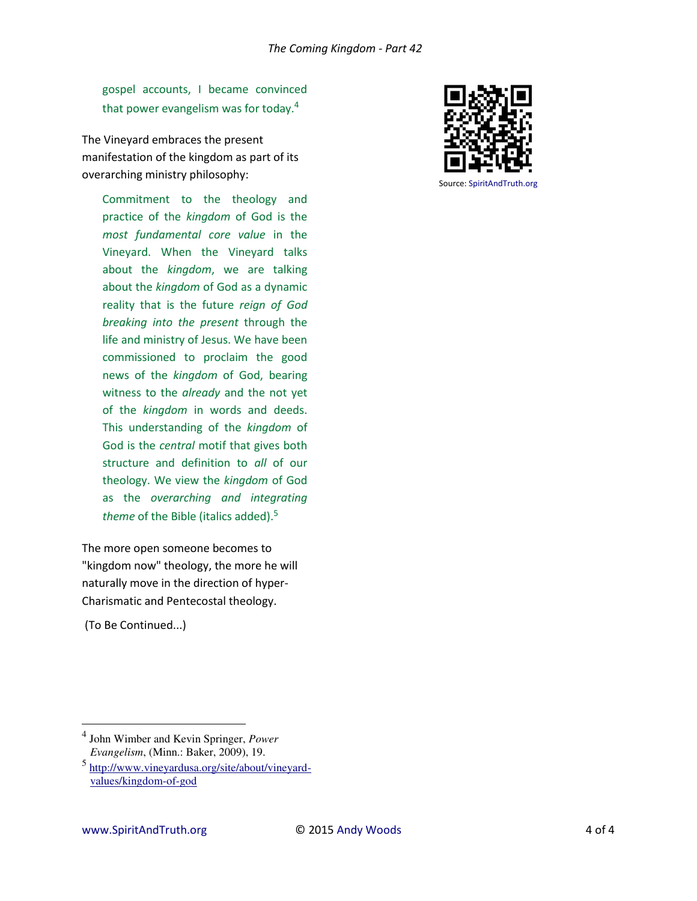> gospel accounts, I became convinced that power evangelism was for today.[4]

The Vineyard embraces the present manifestation of the kingdom as part of its overarching ministry philosophy:

> Commitment to the theology and practice of the *kingdom* of God is the *most fundamental core value* in the Vineyard. When the Vineyard talks about the *kingdom*, we are talking about the *kingdom* of God as a dynamic reality that is the future *reign of God breaking into the present* through the life and ministry of Jesus. We have been commissioned to proclaim the good news of the *kingdom* of God, bearing witness to the *already* and the not yet of the *kingdom* in words and deeds. This understanding of the *kingdom* of God is the *central* motif that gives both structure and definition to *all* of our theology. We view the *kingdom* of God as the *overarching and integrating theme* of the Bible (italics added).[5]

The more open someone becomes to "kingdom now" theology, the more he will naturally move in the direction of hyper-Charismatic and Pentecostal theology.

(To Be Continued...)

Source: SpiritAndTruth.org

---

[4] John Wimber and Kevin Springer, *Power Evangelism*, (Minn.: Baker, 2009), 19.

[5] http://www.vineyardusa.org/site/about/vineyard-values/kingdom-of-god